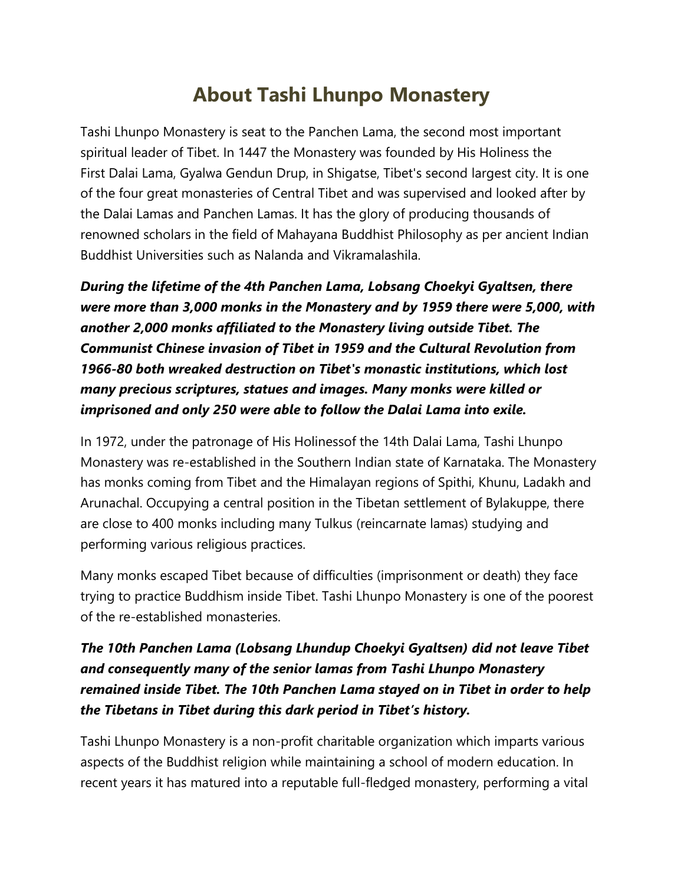# About Tashi Lhunpo Monastery

Tashi Lhunpo Monastery is seat to the Panchen Lama, the second most important spiritual leader of Tibet. In 1447 the Monastery was founded by His Holiness the First Dalai Lama, Gyalwa Gendun Drup, in Shigatse, Tibet's second largest city. It is one of the four great monasteries of Central Tibet and was supervised and looked after by the Dalai Lamas and Panchen Lamas. It has the glory of producing thousands of renowned scholars in the field of Mahayana Buddhist Philosophy as per ancient Indian Buddhist Universities such as Nalanda and Vikramalashila.

***During the lifetime of the 4th Panchen Lama, Lobsang Choekyi Gyaltsen, there were more than 3,000 monks in the Monastery and by 1959 there were 5,000, with another 2,000 monks affiliated to the Monastery living outside Tibet. The Communist Chinese invasion of Tibet in 1959 and the Cultural Revolution from 1966-80 both wreaked destruction on Tibet's monastic institutions, which lost many precious scriptures, statues and images. Many monks were killed or imprisoned and only 250 were able to follow the Dalai Lama into exile.***

In 1972, under the patronage of His Holinessof the 14th Dalai Lama, Tashi Lhunpo Monastery was re-established in the Southern Indian state of Karnataka. The Monastery has monks coming from Tibet and the Himalayan regions of Spithi, Khunu, Ladakh and Arunachal. Occupying a central position in the Tibetan settlement of Bylakuppe, there are close to 400 monks including many Tulkus (reincarnate lamas) studying and performing various religious practices.

Many monks escaped Tibet because of difficulties (imprisonment or death) they face trying to practice Buddhism inside Tibet. Tashi Lhunpo Monastery is one of the poorest of the re-established monasteries.

***The 10th Panchen Lama (Lobsang Lhundup Choekyi Gyaltsen) did not leave Tibet and consequently many of the senior lamas from Tashi Lhunpo Monastery remained inside Tibet. The 10th Panchen Lama stayed on in Tibet in order to help the Tibetans in Tibet during this dark period in Tibet's history.***

Tashi Lhunpo Monastery is a non-profit charitable organization which imparts various aspects of the Buddhist religion while maintaining a school of modern education. In recent years it has matured into a reputable full-fledged monastery, performing a vital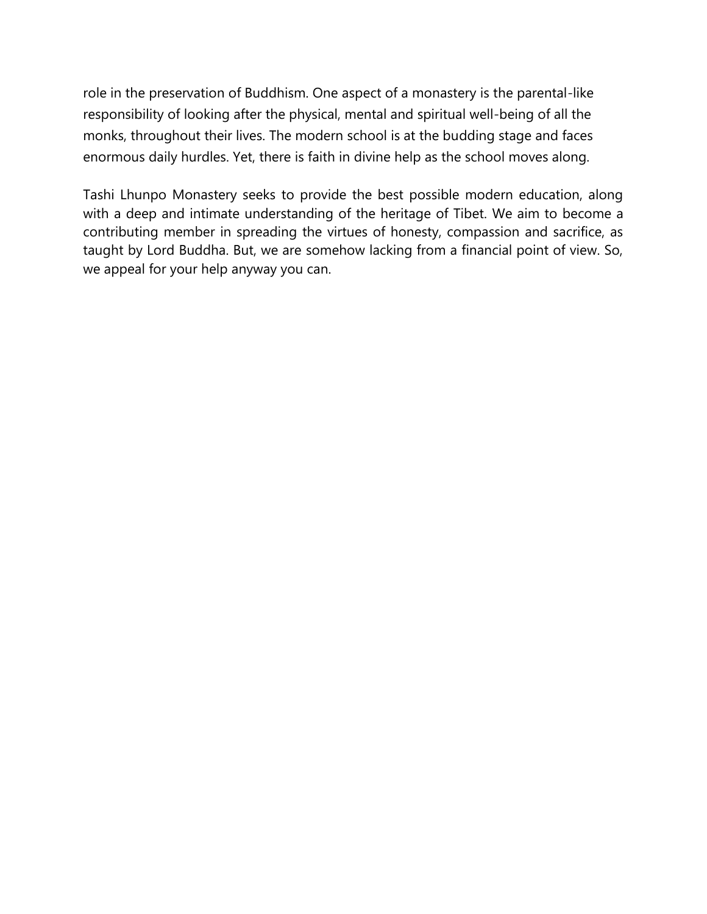role in the preservation of Buddhism. One aspect of a monastery is the parental-like responsibility of looking after the physical, mental and spiritual well-being of all the monks, throughout their lives. The modern school is at the budding stage and faces enormous daily hurdles. Yet, there is faith in divine help as the school moves along.

Tashi Lhunpo Monastery seeks to provide the best possible modern education, along with a deep and intimate understanding of the heritage of Tibet. We aim to become a contributing member in spreading the virtues of honesty, compassion and sacrifice, as taught by Lord Buddha. But, we are somehow lacking from a financial point of view. So, we appeal for your help anyway you can.